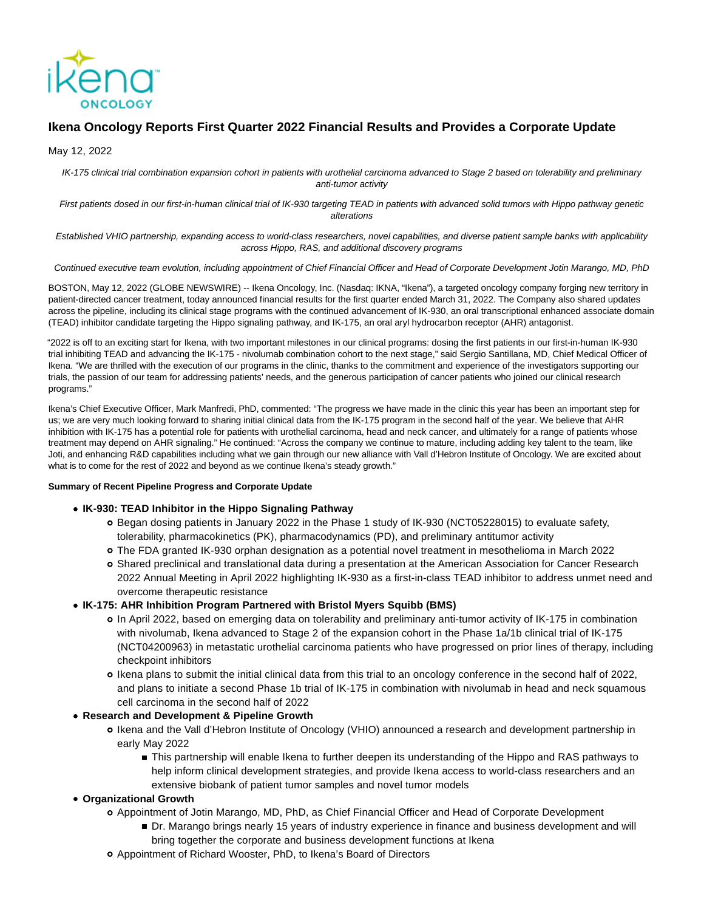# Ikena Oncology Reports First Quarter 2022 Financial Results and Provides a Corporate Update

May 12, 2022

*IK-175 clinical trial combination expansion cohort in patients with urothelial carcinoma advanced to Stage 2 based on tolerability and preliminary anti-tumor activity*

*First patients dosed in our first-in-human clinical trial of IK-930 targeting TEAD in patients with advanced solid tumors with Hippo pathway genetic alterations*

*Established VHIO partnership, expanding access to world-class researchers, novel capabilities, and diverse patient sample banks with applicability across Hippo, RAS, and additional discovery programs*

*Continued executive team evolution, including appointment of Chief Financial Officer and Head of Corporate Development Jotin Marango, MD, PhD*

BOSTON, May 12, 2022 (GLOBE NEWSWIRE) -- Ikena Oncology, Inc. (Nasdaq: IKNA, "Ikena"), a targeted oncology company forging new territory in patient-directed cancer treatment, today announced financial results for the first quarter ended March 31, 2022. The Company also shared updates across the pipeline, including its clinical stage programs with the continued advancement of IK-930, an oral transcriptional enhanced associate domain (TEAD) inhibitor candidate targeting the Hippo signaling pathway, and IK-175, an oral aryl hydrocarbon receptor (AHR) antagonist.

"2022 is off to an exciting start for Ikena, with two important milestones in our clinical programs: dosing the first patients in our first-in-human IK-930 trial inhibiting TEAD and advancing the IK-175 - nivolumab combination cohort to the next stage," said Sergio Santillana, MD, Chief Medical Officer of Ikena. "We are thrilled with the execution of our programs in the clinic, thanks to the commitment and experience of the investigators supporting our trials, the passion of our team for addressing patients' needs, and the generous participation of cancer patients who joined our clinical research programs."

Ikena's Chief Executive Officer, Mark Manfredi, PhD, commented: "The progress we have made in the clinic this year has been an important step for us; we are very much looking forward to sharing initial clinical data from the IK-175 program in the second half of the year. We believe that AHR inhibition with IK-175 has a potential role for patients with urothelial carcinoma, head and neck cancer, and ultimately for a range of patients whose treatment may depend on AHR signaling." He continued: "Across the company we continue to mature, including adding key talent to the team, like Joti, and enhancing R&D capabilities including what we gain through our new alliance with Vall d'Hebron Institute of Oncology. We are excited about what is to come for the rest of 2022 and beyond as we continue Ikena's steady growth."

**Summary of Recent Pipeline Progress and Corporate Update**

- **IK-930: TEAD Inhibitor in the Hippo Signaling Pathway**
  - Began dosing patients in January 2022 in the Phase 1 study of IK-930 (NCT05228015) to evaluate safety, tolerability, pharmacokinetics (PK), pharmacodynamics (PD), and preliminary antitumor activity
  - The FDA granted IK-930 orphan designation as a potential novel treatment in mesothelioma in March 2022
  - Shared preclinical and translational data during a presentation at the American Association for Cancer Research 2022 Annual Meeting in April 2022 highlighting IK-930 as a first-in-class TEAD inhibitor to address unmet need and overcome therapeutic resistance
- **IK-175: AHR Inhibition Program Partnered with Bristol Myers Squibb (BMS)**
  - In April 2022, based on emerging data on tolerability and preliminary anti-tumor activity of IK-175 in combination with nivolumab, Ikena advanced to Stage 2 of the expansion cohort in the Phase 1a/1b clinical trial of IK-175 (NCT04200963) in metastatic urothelial carcinoma patients who have progressed on prior lines of therapy, including checkpoint inhibitors
  - Ikena plans to submit the initial clinical data from this trial to an oncology conference in the second half of 2022, and plans to initiate a second Phase 1b trial of IK-175 in combination with nivolumab in head and neck squamous cell carcinoma in the second half of 2022
- **Research and Development & Pipeline Growth**
  - Ikena and the Vall d'Hebron Institute of Oncology (VHIO) announced a research and development partnership in early May 2022
    - This partnership will enable Ikena to further deepen its understanding of the Hippo and RAS pathways to help inform clinical development strategies, and provide Ikena access to world-class researchers and an extensive biobank of patient tumor samples and novel tumor models
- **Organizational Growth**
  - Appointment of Jotin Marango, MD, PhD, as Chief Financial Officer and Head of Corporate Development
    - Dr. Marango brings nearly 15 years of industry experience in finance and business development and will bring together the corporate and business development functions at Ikena
  - Appointment of Richard Wooster, PhD, to Ikena's Board of Directors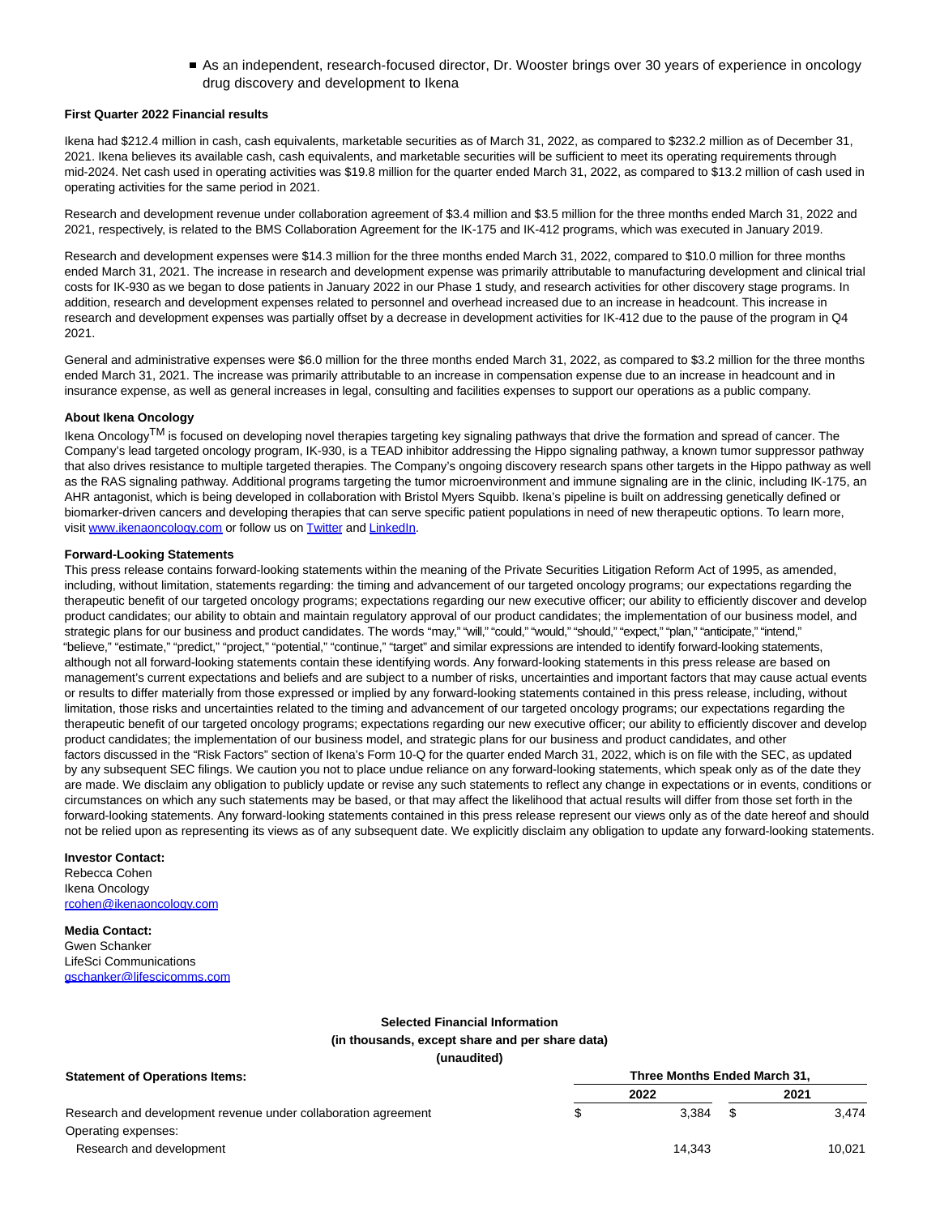- As an independent, research-focused director, Dr. Wooster brings over 30 years of experience in oncology drug discovery and development to Ikena

**First Quarter 2022 Financial results**

Ikena had $212.4 million in cash, cash equivalents, marketable securities as of March 31, 2022, as compared to $232.2 million as of December 31, 2021. Ikena believes its available cash, cash equivalents, and marketable securities will be sufficient to meet its operating requirements through mid-2024. Net cash used in operating activities was $19.8 million for the quarter ended March 31, 2022, as compared to $13.2 million of cash used in operating activities for the same period in 2021.

Research and development revenue under collaboration agreement of $3.4 million and $3.5 million for the three months ended March 31, 2022 and 2021, respectively, is related to the BMS Collaboration Agreement for the IK-175 and IK-412 programs, which was executed in January 2019.

Research and development expenses were $14.3 million for the three months ended March 31, 2022, compared to $10.0 million for three months ended March 31, 2021. The increase in research and development expense was primarily attributable to manufacturing development and clinical trial costs for IK-930 as we began to dose patients in January 2022 in our Phase 1 study, and research activities for other discovery stage programs. In addition, research and development expenses related to personnel and overhead increased due to an increase in headcount. This increase in research and development expenses was partially offset by a decrease in development activities for IK-412 due to the pause of the program in Q4 2021.

General and administrative expenses were $6.0 million for the three months ended March 31, 2022, as compared to $3.2 million for the three months ended March 31, 2021. The increase was primarily attributable to an increase in compensation expense due to an increase in headcount and in insurance expense, as well as general increases in legal, consulting and facilities expenses to support our operations as a public company.

**About Ikena Oncology**

Ikena Oncology™ is focused on developing novel therapies targeting key signaling pathways that drive the formation and spread of cancer. The Company's lead targeted oncology program, IK-930, is a TEAD inhibitor addressing the Hippo signaling pathway, a known tumor suppressor pathway that also drives resistance to multiple targeted therapies. The Company's ongoing discovery research spans other targets in the Hippo pathway as well as the RAS signaling pathway. Additional programs targeting the tumor microenvironment and immune signaling are in the clinic, including IK-175, an AHR antagonist, which is being developed in collaboration with Bristol Myers Squibb. Ikena's pipeline is built on addressing genetically defined or biomarker-driven cancers and developing therapies that can serve specific patient populations in need of new therapeutic options. To learn more, visit www.ikenaoncology.com or follow us on Twitter and LinkedIn.

**Forward-Looking Statements**

This press release contains forward-looking statements within the meaning of the Private Securities Litigation Reform Act of 1995, as amended, including, without limitation, statements regarding: the timing and advancement of our targeted oncology programs; our expectations regarding the therapeutic benefit of our targeted oncology programs; expectations regarding our new executive officer; our ability to efficiently discover and develop product candidates; our ability to obtain and maintain regulatory approval of our product candidates; the implementation of our business model, and strategic plans for our business and product candidates. The words "may," "will," "could," "would," "should," "expect," "plan," "anticipate," "intend," "believe," "estimate," "predict," "project," "potential," "continue," "target" and similar expressions are intended to identify forward-looking statements, although not all forward-looking statements contain these identifying words. Any forward-looking statements in this press release are based on management's current expectations and beliefs and are subject to a number of risks, uncertainties and important factors that may cause actual events or results to differ materially from those expressed or implied by any forward-looking statements contained in this press release, including, without limitation, those risks and uncertainties related to the timing and advancement of our targeted oncology programs; our expectations regarding the therapeutic benefit of our targeted oncology programs; expectations regarding our new executive officer; our ability to efficiently discover and develop product candidates; the implementation of our business model, and strategic plans for our business and product candidates, and other factors discussed in the "Risk Factors" section of Ikena's Form 10-Q for the quarter ended March 31, 2022, which is on file with the SEC, as updated by any subsequent SEC filings. We caution you not to place undue reliance on any forward-looking statements, which speak only as of the date they are made. We disclaim any obligation to publicly update or revise any such statements to reflect any change in expectations or in events, conditions or circumstances on which any such statements may be based, or that may affect the likelihood that actual results will differ from those set forth in the forward-looking statements. Any forward-looking statements contained in this press release represent our views only as of the date hereof and should not be relied upon as representing its views as of any subsequent date. We explicitly disclaim any obligation to update any forward-looking statements.

**Investor Contact:**
Rebecca Cohen
Ikena Oncology
rcohen@ikenaoncology.com

**Media Contact:**
Gwen Schanker
LifeSci Communications
gschanker@lifescicomms.com

**Selected Financial Information**
**(in thousands, except share and per share data)**
**(unaudited)**

| **Statement of Operations Items:** | **Three Months Ended March 31,** | |
|---|---|---|
| | **2022** | **2021** |
| Research and development revenue under collaboration agreement | $ 3,384 | $ 3,474 |
| Operating expenses: | | |
| Research and development | 14,343 | 10,021 |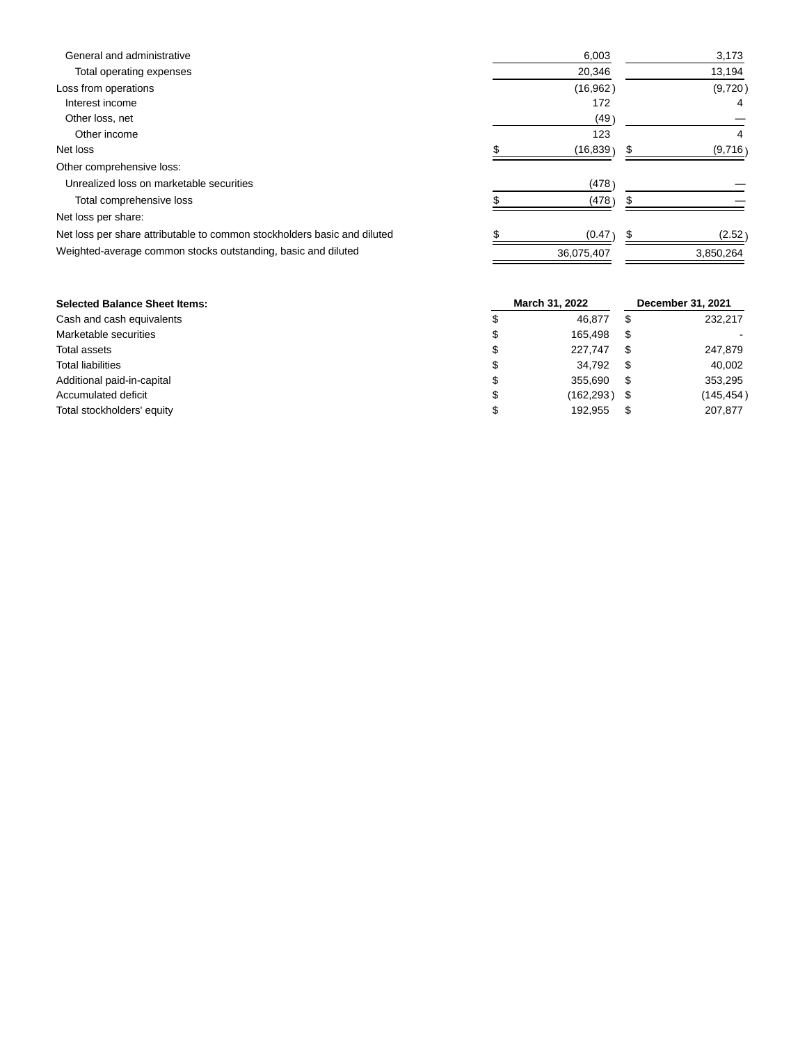| | | |
|---|---|---|
| General and administrative | 6,003 | 3,173 |
| Total operating expenses | 20,346 | 13,194 |
| Loss from operations | (16,962) | (9,720) |
| Interest income | 172 | 4 |
| Other loss, net | (49) | — |
| Other income | 123 | 4 |
| Net loss | $ (16,839) | $ (9,716) |
| Other comprehensive loss: | | |
| Unrealized loss on marketable securities | (478) | — |
| Total comprehensive loss | $ (478) | $ — |
| Net loss per share: | | |
| Net loss per share attributable to common stockholders basic and diluted | $ (0.47) | $ (2.52) |
| Weighted-average common stocks outstanding, basic and diluted | 36,075,407 | 3,850,264 |

| **Selected Balance Sheet Items:** | **March 31, 2022** | **December 31, 2021** |
|---|---|---|
| Cash and cash equivalents | $ 46,877 | $ 232,217 |
| Marketable securities | $ 165,498 | $ - |
| Total assets | $ 227,747 | $ 247,879 |
| Total liabilities | $ 34,792 | $ 40,002 |
| Additional paid-in-capital | $ 355,690 | $ 353,295 |
| Accumulated deficit | $ (162,293) | $ (145,454) |
| Total stockholders' equity | $ 192,955 | $ 207,877 |